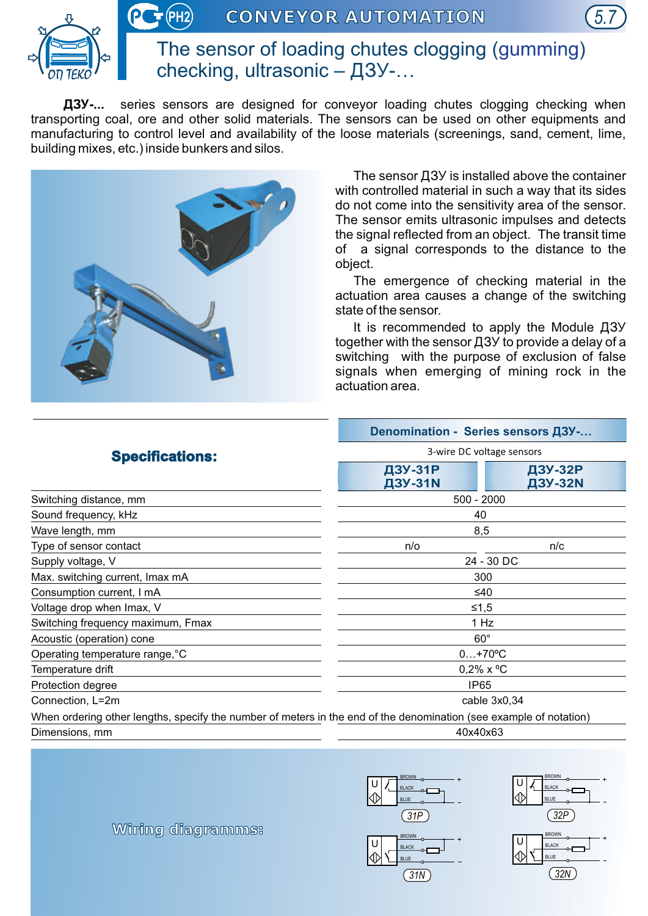# CONVEYOR AUTOMATION

## The sensor of loading chutes clogging (gumming) checking, ultrasonic – ДЗУ-…

**ДЗУ-...** series sensors are designed for conveyor loading chutes clogging checking when transporting coal, ore and other solid materials. The sensors can be used on other equipments and manufacturing to control level and availability of the loose materials (screenings, sand, cement, lime, building mixes, etc.) inside bunkers and silos.

The sensor ДЗУ is installed above the container with controlled material in such a way that its sides do not come into the sensitivity area of the sensor. The sensor emits ultrasonic impulses and detects the signal reflected from an object. The transit time of a signal corresponds to the distance to the object.

The emergence of checking material in the actuation area causes a change of the switching state of the sensor.

It is recommended to apply the Module ДЗУ together with the sensor ДЗУ to provide a delay of a switching with the purpose of exclusion of false signals when emerging of mining rock in the actuation area.

### Specifications:

| | Denomination - Series sensors ДЗУ-… | |
|---|---|---|
| | 3-wire DC voltage sensors | |
| | ДЗУ-31P ДЗУ-31N | ДЗУ-32P ДЗУ-32N |
| Switching distance, mm | 500 - 2000 | |
| Sound frequency, kHz | 40 | |
| Wave length, mm | 8,5 | |
| Type of sensor contact | n/o | n/c |
| Supply voltage, V | 24 - 30 DC | |
| Max. switching current, Imax mA | 300 | |
| Consumption current, I mA | ≤40 | |
| Voltage drop when Imax, V | ≤1,5 | |
| Switching frequency maximum, Fmax | 1 Hz | |
| Acoustic (operation) cone | 60° | |
| Operating temperature range,°C | 0…+70ºC | |
| Temperature drift | 0,2% x ºC | |
| Protection degree | IP65 | |
| Connection, L=2m | cable 3x0,34 | |
| When ordering other lengths, specify the number of meters in the end of the denomination (see example of notation) | | |
| Dimensions, mm | 40x40x63 | |

### Wiring diagramms:

31P
32P
31N
32N

BROWN
BLACK
BLUE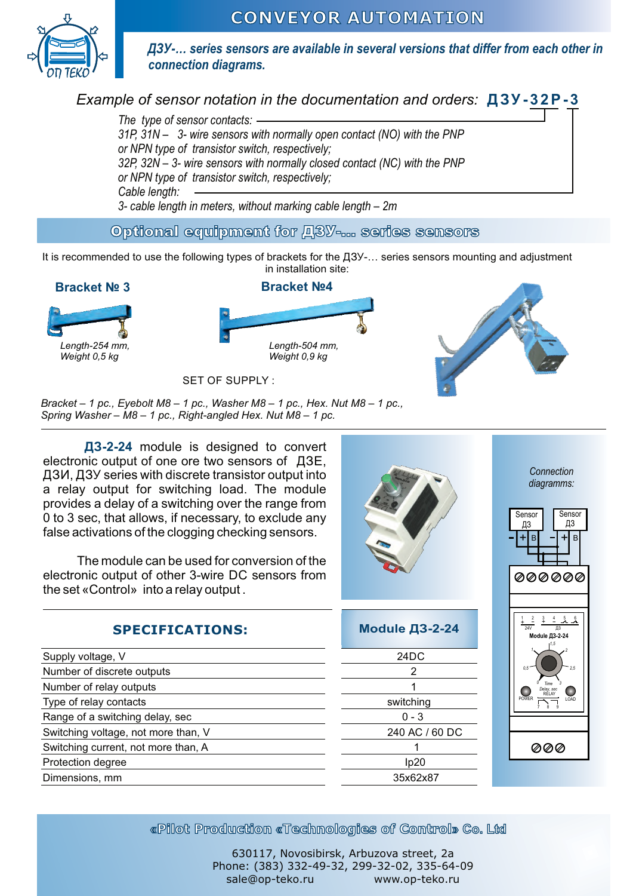# CONVEYOR AUTOMATION

*ДЗУ-... series sensors are available in several versions that differ from each other in connection diagrams.*

Example of sensor notation in the documentation and orders: **ДЗУ-32Р-3**

*The type of sensor contacts:*
*31P, 31N – 3- wire sensors with normally open contact (NO) with the PNP or NPN type of transistor switch, respectively;*
*32P, 32N – 3- wire sensors with normally closed contact (NC) with the PNP or NPN type of transistor switch, respectively;*
*Cable length:*
*3- cable length in meters, without marking cable length – 2m*

## Optional equipment for ДЗУ-... series sensors

It is recommended to use the following types of brackets for the ДЗУ-… series sensors mounting and adjustment in installation site:

**Bracket № 3**

*Length-254 mm, Weight 0,5 kg*

**Bracket №4**

*Length-504 mm, Weight 0,9 kg*

SET OF SUPPLY :

*Bracket – 1 pc., Eyebolt M8 – 1 pc., Washer M8 – 1 pc., Hex. Nut M8 – 1 pc., Spring Washer – M8 – 1 pc., Right-angled Hex. Nut M8 – 1 pc.*

**ДЗ-2-24** module is designed to convert electronic output of one ore two sensors of ДЗЕ, ДЗИ, ДЗУ series with discrete transistor output into a relay output for switching load. The module provides a delay of a switching over the range from 0 to 3 sec, that allows, if necessary, to exclude any false activations of the clogging checking sensors.

The module can be used for conversion of the electronic output of other 3-wire DC sensors from the set «Control» into a relay output .

*Connection diagramms:*

Sensor ДЗ
Sensor ДЗ
– + B
– + B
Module ДЗ-2-24
24V
ДЗ
1 2 3 4 5 6
1,5
1 2
0,5 2,5
0 3
Time Delay, sec
RELAY
POWER
LOAD
7 8 9

## SPECIFICATIONS:

| | Module ДЗ-2-24 |
|---|---|
| Supply voltage, V | 24DC |
| Number of discrete outputs | 2 |
| Number of relay outputs | 1 |
| Type of relay contacts | switching |
| Range of a switching delay, sec | 0 - 3 |
| Switching voltage, not more than, V | 240 AC / 60 DC |
| Switching current, not more than, A | 1 |
| Protection degree | Ip20 |
| Dimensions, mm | 35x62x87 |

**«Pilot Production «Technologies of Control» Co. Ltd**

630117, Novosibirsk, Arbuzova street, 2a
Phone: (383) 332-49-32, 299-32-02, 335-64-09
sale@op-teko.ru www.op-teko.ru